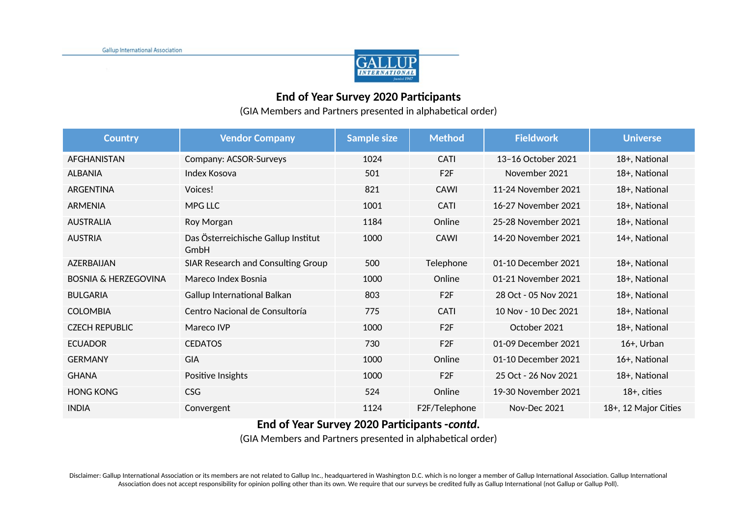## End of Year Survey 2020 Participants

(GIA Members and Partners presented in alphabetical order)

| Country | Vendor Company | Sample size | Method | Fieldwork | Universe |
|---|---|---|---|---|---|
| AFGHANISTAN | Company: ACSOR-Surveys | 1024 | CATI | 13–16 October 2021 | 18+, National |
| ALBANIA | Index Kosova | 501 | F2F | November 2021 | 18+, National |
| ARGENTINA | Voices! | 821 | CAWI | 11-24 November 2021 | 18+, National |
| ARMENIA | MPG LLC | 1001 | CATI | 16-27 November 2021 | 18+, National |
| AUSTRALIA | Roy Morgan | 1184 | Online | 25-28 November 2021 | 18+, National |
| AUSTRIA | Das Österreichische Gallup Institut GmbH | 1000 | CAWI | 14-20 November 2021 | 14+, National |
| AZERBAIJAN | SIAR Research and Consulting Group | 500 | Telephone | 01-10 December 2021 | 18+, National |
| BOSNIA & HERZEGOVINA | Mareco Index Bosnia | 1000 | Online | 01-21 November 2021 | 18+, National |
| BULGARIA | Gallup International Balkan | 803 | F2F | 28 Oct - 05 Nov 2021 | 18+, National |
| COLOMBIA | Centro Nacional de Consultoría | 775 | CATI | 10 Nov - 10 Dec 2021 | 18+, National |
| CZECH REPUBLIC | Mareco IVP | 1000 | F2F | October 2021 | 18+, National |
| ECUADOR | CEDATOS | 730 | F2F | 01-09 December 2021 | 16+, Urban |
| GERMANY | GIA | 1000 | Online | 01-10 December 2021 | 16+, National |
| GHANA | Positive Insights | 1000 | F2F | 25 Oct - 26 Nov 2021 | 18+, National |
| HONG KONG | CSG | 524 | Online | 19-30 November 2021 | 18+, cities |
| INDIA | Convergent | 1124 | F2F/Telephone | Nov-Dec 2021 | 18+, 12 Major Cities |

## End of Year Survey 2020 Participants -*contd*.

(GIA Members and Partners presented in alphabetical order)

Disclaimer: Gallup International Association or its members are not related to Gallup Inc., headquartered in Washington D.C. which is no longer a member of Gallup International Association. Gallup International Association does not accept responsibility for opinion polling other than its own. We require that our surveys be credited fully as Gallup International (not Gallup or Gallup Poll).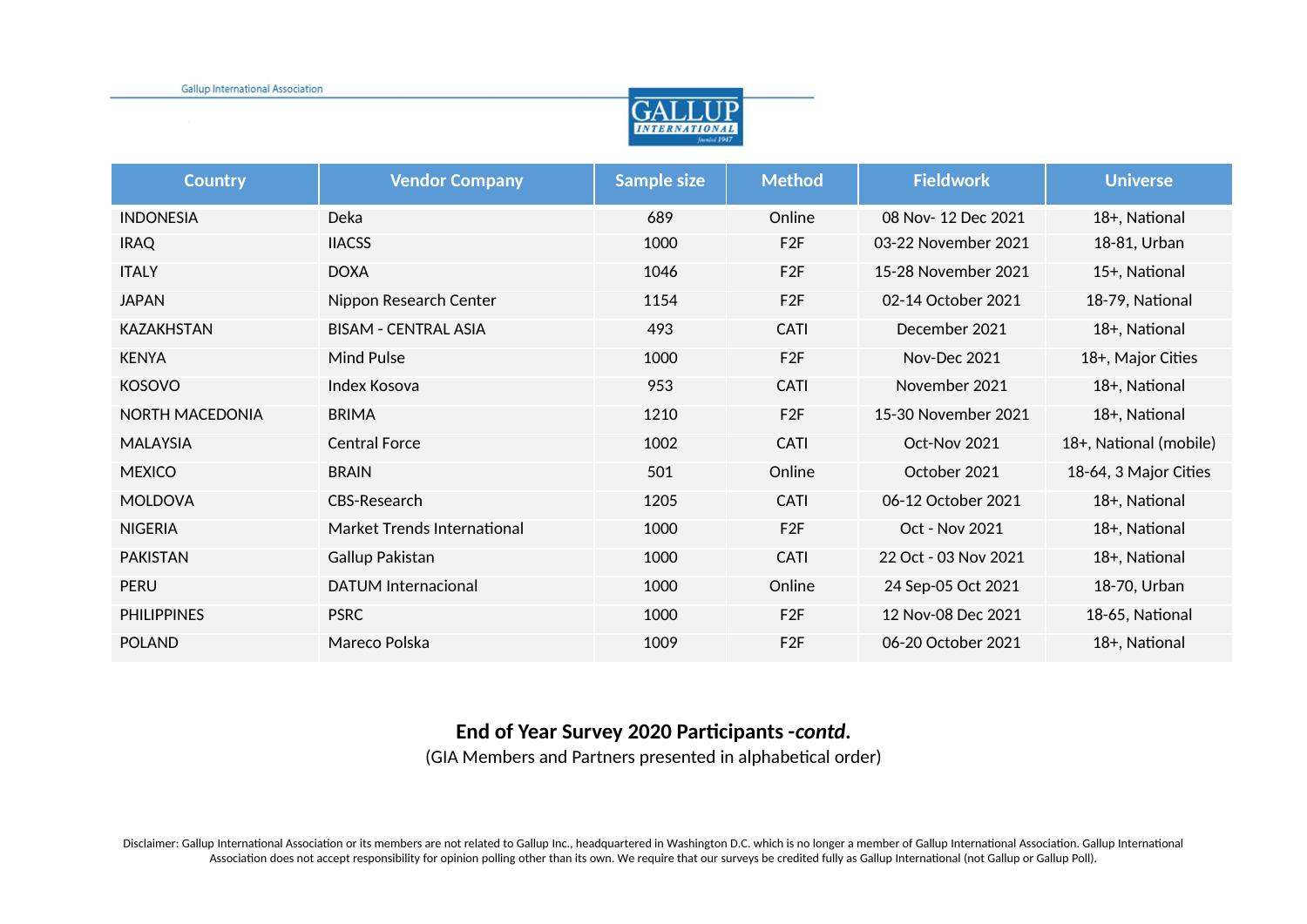| Country | Vendor Company | Sample size | Method | Fieldwork | Universe |
|---|---|---|---|---|---|
| INDONESIA | Deka | 689 | Online | 08 Nov- 12 Dec 2021 | 18+, National |
| IRAQ | IIACSS | 1000 | F2F | 03-22 November 2021 | 18-81, Urban |
| ITALY | DOXA | 1046 | F2F | 15-28 November 2021 | 15+, National |
| JAPAN | Nippon Research Center | 1154 | F2F | 02-14 October 2021 | 18-79, National |
| KAZAKHSTAN | BISAM - CENTRAL ASIA | 493 | CATI | December 2021 | 18+, National |
| KENYA | Mind Pulse | 1000 | F2F | Nov-Dec 2021 | 18+, Major Cities |
| KOSOVO | Index Kosova | 953 | CATI | November 2021 | 18+, National |
| NORTH MACEDONIA | BRIMA | 1210 | F2F | 15-30 November 2021 | 18+, National |
| MALAYSIA | Central Force | 1002 | CATI | Oct-Nov 2021 | 18+, National (mobile) |
| MEXICO | BRAIN | 501 | Online | October 2021 | 18-64, 3 Major Cities |
| MOLDOVA | CBS-Research | 1205 | CATI | 06-12 October 2021 | 18+, National |
| NIGERIA | Market Trends International | 1000 | F2F | Oct - Nov 2021 | 18+, National |
| PAKISTAN | Gallup Pakistan | 1000 | CATI | 22 Oct - 03 Nov 2021 | 18+, National |
| PERU | DATUM Internacional | 1000 | Online | 24 Sep-05 Oct 2021 | 18-70, Urban |
| PHILIPPINES | PSRC | 1000 | F2F | 12 Nov-08 Dec 2021 | 18-65, National |
| POLAND | Mareco Polska | 1009 | F2F | 06-20 October 2021 | 18+, National |

**End of Year Survey 2020 Participants -*contd*.**

(GIA Members and Partners presented in alphabetical order)

Disclaimer: Gallup International Association or its members are not related to Gallup Inc., headquartered in Washington D.C. which is no longer a member of Gallup International Association. Gallup International Association does not accept responsibility for opinion polling other than its own. We require that our surveys be credited fully as Gallup International (not Gallup or Gallup Poll).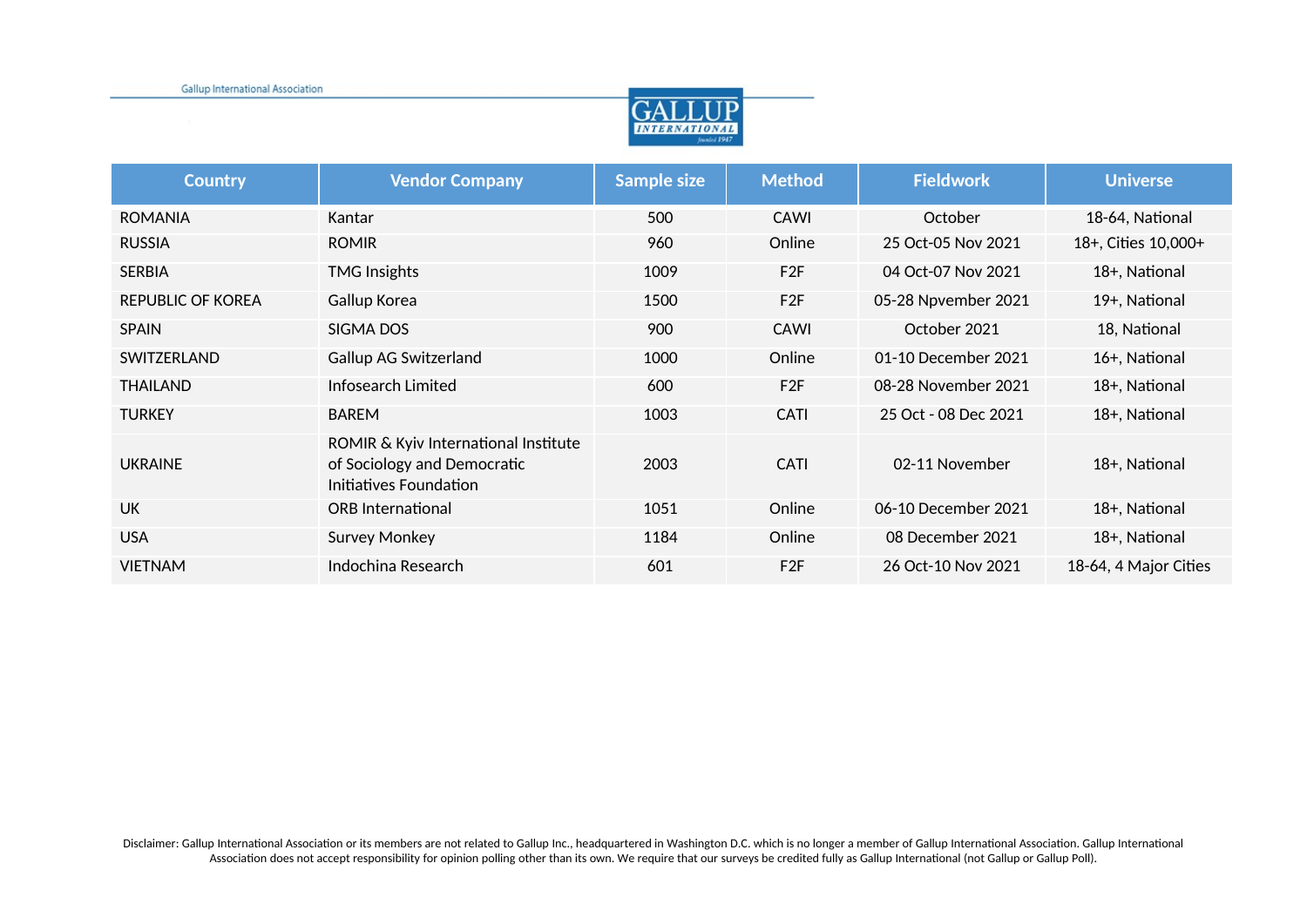| Country | Vendor Company | Sample size | Method | Fieldwork | Universe |
|---|---|---|---|---|---|
| ROMANIA | Kantar | 500 | CAWI | October | 18-64, National |
| RUSSIA | ROMIR | 960 | Online | 25 Oct-05 Nov 2021 | 18+, Cities 10,000+ |
| SERBIA | TMG Insights | 1009 | F2F | 04 Oct-07 Nov 2021 | 18+, National |
| REPUBLIC OF KOREA | Gallup Korea | 1500 | F2F | 05-28 Npvember 2021 | 19+, National |
| SPAIN | SIGMA DOS | 900 | CAWI | October 2021 | 18, National |
| SWITZERLAND | Gallup AG Switzerland | 1000 | Online | 01-10 December 2021 | 16+, National |
| THAILAND | Infosearch Limited | 600 | F2F | 08-28 November 2021 | 18+, National |
| TURKEY | BAREM | 1003 | CATI | 25 Oct - 08 Dec 2021 | 18+, National |
| UKRAINE | ROMIR & Kyiv International Institute of Sociology and Democratic Initiatives Foundation | 2003 | CATI | 02-11 November | 18+, National |
| UK | ORB International | 1051 | Online | 06-10 December 2021 | 18+, National |
| USA | Survey Monkey | 1184 | Online | 08 December 2021 | 18+, National |
| VIETNAM | Indochina Research | 601 | F2F | 26 Oct-10 Nov 2021 | 18-64, 4 Major Cities |

Disclaimer: Gallup International Association or its members are not related to Gallup Inc., headquartered in Washington D.C. which is no longer a member of Gallup International Association. Gallup International Association does not accept responsibility for opinion polling other than its own. We require that our surveys be credited fully as Gallup International (not Gallup or Gallup Poll).